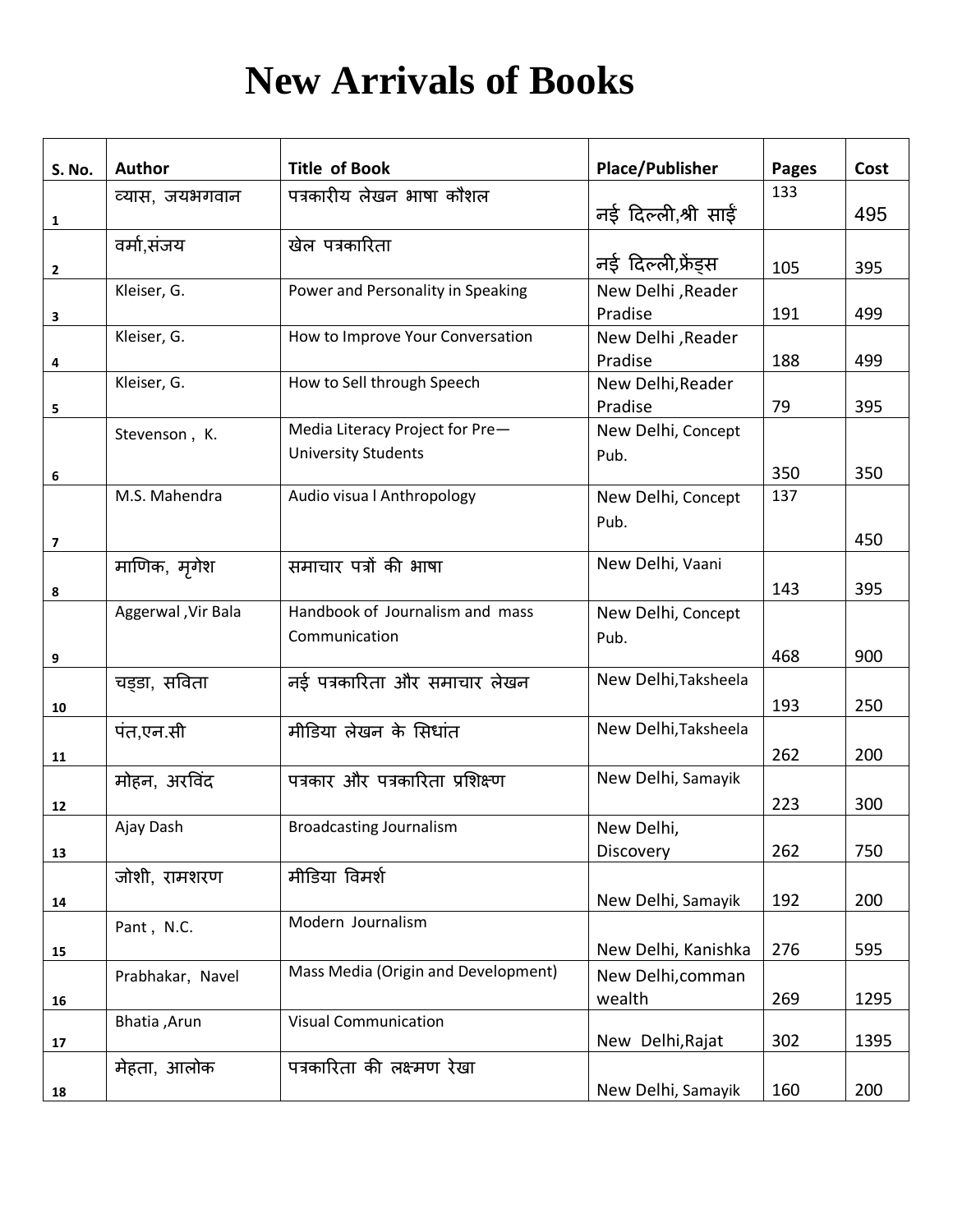# New Arrivals of Books

| S. No. | Author | Title of Book | Place/Publisher | Pages | Cost |
|---|---|---|---|---|---|
| 1 | व्यास, जयभगवान | पत्रकारीय लेखन भाषा कौशल | नई दिल्ली,श्री साईं | 133 | 495 |
| 2 | वर्मा,संजय | खेल पत्रकारिता | नई दिल्ली,फ्रेंड्स | 105 | 395 |
| 3 | Kleiser, G. | Power and Personality in Speaking | New Delhi ,Reader Pradise | 191 | 499 |
| 4 | Kleiser, G. | How to Improve Your Conversation | New Delhi ,Reader Pradise | 188 | 499 |
| 5 | Kleiser, G. | How to Sell through Speech | New Delhi,Reader Pradise | 79 | 395 |
| 6 | Stevenson , K. | Media Literacy Project for Pre—University Students | New Delhi, Concept Pub. | 350 | 350 |
| 7 | M.S. Mahendra | Audio visua l Anthropology | New Delhi, Concept Pub. | 137 | 450 |
| 8 | माणिक, मृगेश | समाचार पत्रों की भाषा | New Delhi, Vaani | 143 | 395 |
| 9 | Aggerwal ,Vir Bala | Handbook of Journalism and mass Communication | New Delhi, Concept Pub. | 468 | 900 |
| 10 | चड्डा, सविता | नई पत्रकारिता और समाचार लेखन | New Delhi,Taksheela | 193 | 250 |
| 11 | पंत,एन.सी | मीडिया लेखन के सिधांत | New Delhi,Taksheela | 262 | 200 |
| 12 | मोहन, अरविंद | पत्रकार और पत्रकारिता प्रशिक्षण | New Delhi, Samayik | 223 | 300 |
| 13 | Ajay Dash | Broadcasting Journalism | New Delhi, Discovery | 262 | 750 |
| 14 | जोशी, रामशरण | मीडिया विमर्श | New Delhi, Samayik | 192 | 200 |
| 15 | Pant , N.C. | Modern Journalism | New Delhi, Kanishka | 276 | 595 |
| 16 | Prabhakar, Navel | Mass Media (Origin and Development) | New Delhi,comman wealth | 269 | 1295 |
| 17 | Bhatia ,Arun | Visual Communication | New Delhi,Rajat | 302 | 1395 |
| 18 | मेहता, आलोक | पत्रकारिता की लक्ष्मण रेखा | New Delhi, Samayik | 160 | 200 |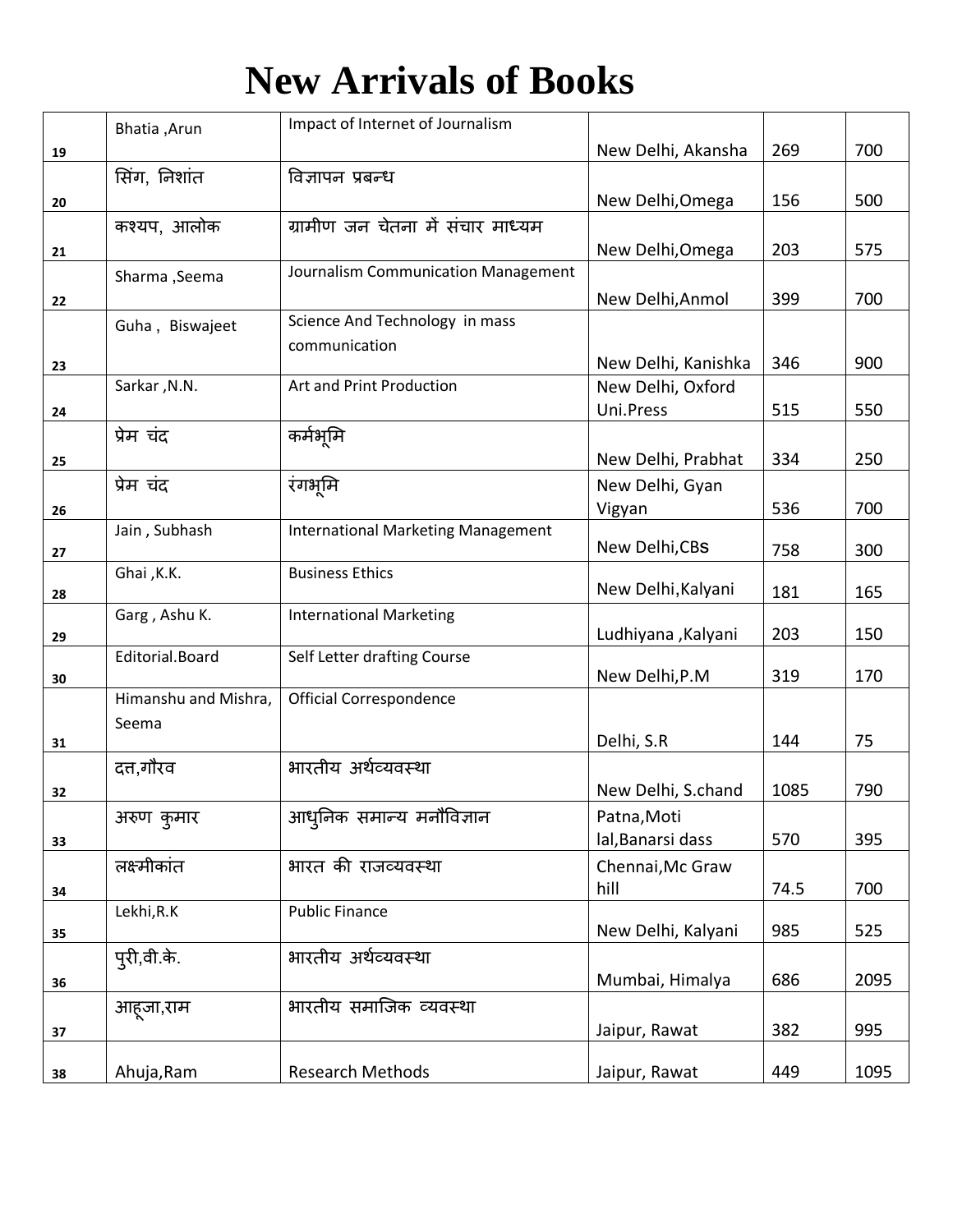# New Arrivals of Books

| | | | | | |
|---|---|---|---|---|---|
| 19 | Bhatia ,Arun | Impact of Internet of Journalism | New Delhi, Akansha | 269 | 700 |
| 20 | सिंग, निशांत | विज्ञापन प्रबन्ध | New Delhi,Omega | 156 | 500 |
| 21 | कश्यप, आलोक | ग्रामीण जन चेतना में संचार माध्यम | New Delhi,Omega | 203 | 575 |
| 22 | Sharma ,Seema | Journalism Communication Management | New Delhi,Anmol | 399 | 700 |
| 23 | Guha , Biswajeet | Science And Technology in mass communication | New Delhi, Kanishka | 346 | 900 |
| 24 | Sarkar ,N.N. | Art and Print Production | New Delhi, Oxford Uni.Press | 515 | 550 |
| 25 | प्रेम चंद | कर्मभूमि | New Delhi, Prabhat | 334 | 250 |
| 26 | प्रेम चंद | रंगभूमि | New Delhi, Gyan Vigyan | 536 | 700 |
| 27 | Jain , Subhash | International Marketing Management | New Delhi,CBS | 758 | 300 |
| 28 | Ghai ,K.K. | Business Ethics | New Delhi,Kalyani | 181 | 165 |
| 29 | Garg , Ashu K. | International Marketing | Ludhiyana ,Kalyani | 203 | 150 |
| 30 | Editorial.Board | Self Letter drafting Course | New Delhi,P.M | 319 | 170 |
| 31 | Himanshu and Mishra, Seema | Official Correspondence | Delhi, S.R | 144 | 75 |
| 32 | दत्त,गौरव | भारतीय अर्थव्यवस्था | New Delhi, S.chand | 1085 | 790 |
| 33 | अरुण कुमार | आधुनिक समान्य मनौविज्ञान | Patna,Moti lal,Banarsi dass | 570 | 395 |
| 34 | लक्ष्मीकांत | भारत की राजव्यवस्था | Chennai,Mc Graw hill | 74.5 | 700 |
| 35 | Lekhi,R.K | Public Finance | New Delhi, Kalyani | 985 | 525 |
| 36 | पुरी,वी.के. | भारतीय अर्थव्यवस्था | Mumbai, Himalya | 686 | 2095 |
| 37 | आहूजा,राम | भारतीय समाजिक व्यवस्था | Jaipur, Rawat | 382 | 995 |
| 38 | Ahuja,Ram | Research Methods | Jaipur, Rawat | 449 | 1095 |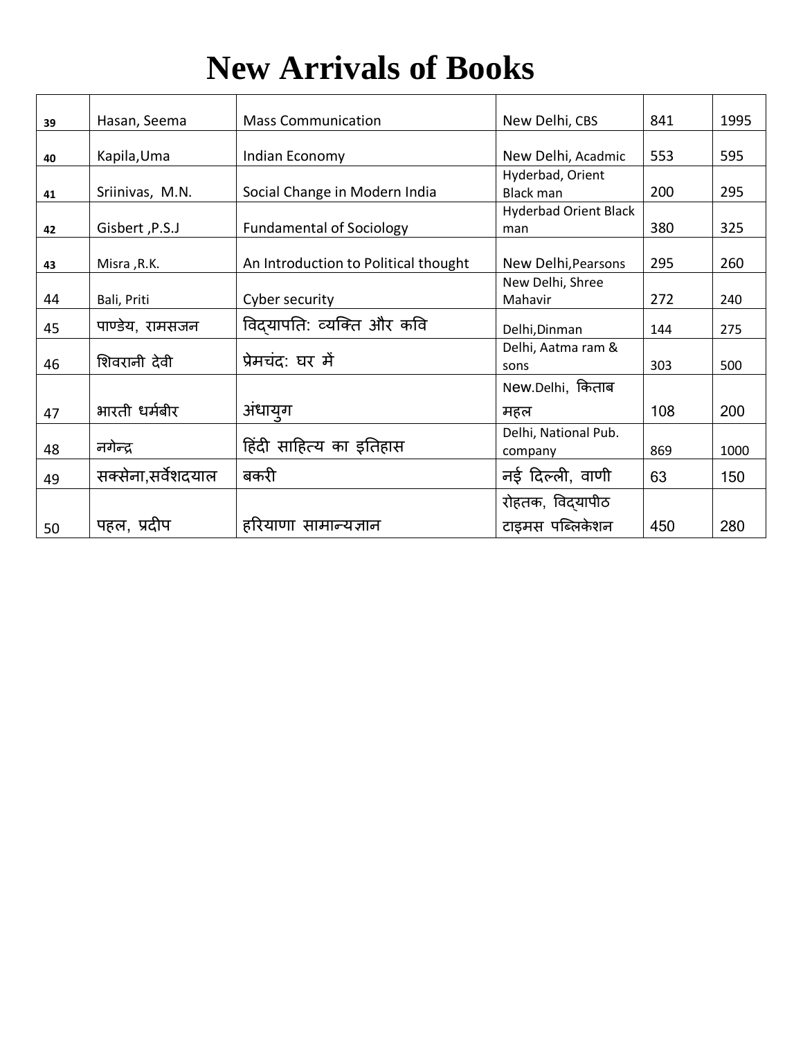# New Arrivals of Books

| | | | | | |
|---|---|---|---|---|---|
| 39 | Hasan, Seema | Mass Communication | New Delhi, CBS | 841 | 1995 |
| 40 | Kapila,Uma | Indian Economy | New Delhi, Acadmic | 553 | 595 |
| 41 | Sriinivas, M.N. | Social Change in Modern India | Hyderbad, Orient Black man | 200 | 295 |
| 42 | Gisbert ,P.S.J | Fundamental of Sociology | Hyderbad Orient Black man | 380 | 325 |
| 43 | Misra ,R.K. | An Introduction to Political thought | New Delhi,Pearsons | 295 | 260 |
| 44 | Bali, Priti | Cyber security | New Delhi, Shree Mahavir | 272 | 240 |
| 45 | पाण्डेय, रामसजन | विद्यापति: व्यक्ति और कवि | Delhi,Dinman | 144 | 275 |
| 46 | शिवरानी देवी | प्रेमचंद: घर में | Delhi, Aatma ram & sons | 303 | 500 |
| 47 | भारती धर्मबीर | अंधायुग | New.Delhi, किताब महल | 108 | 200 |
| 48 | नगेन्द्र | हिंदी साहित्य का इतिहास | Delhi, National Pub. company | 869 | 1000 |
| 49 | सक्सेना,सर्वेशदयाल | बकरी | नई दिल्ली, वाणी | 63 | 150 |
| 50 | पहल, प्रदीप | हरियाणा सामान्यज्ञान | रोहतक, विद्यापीठ टाइमस पब्लिकेशन | 450 | 280 |